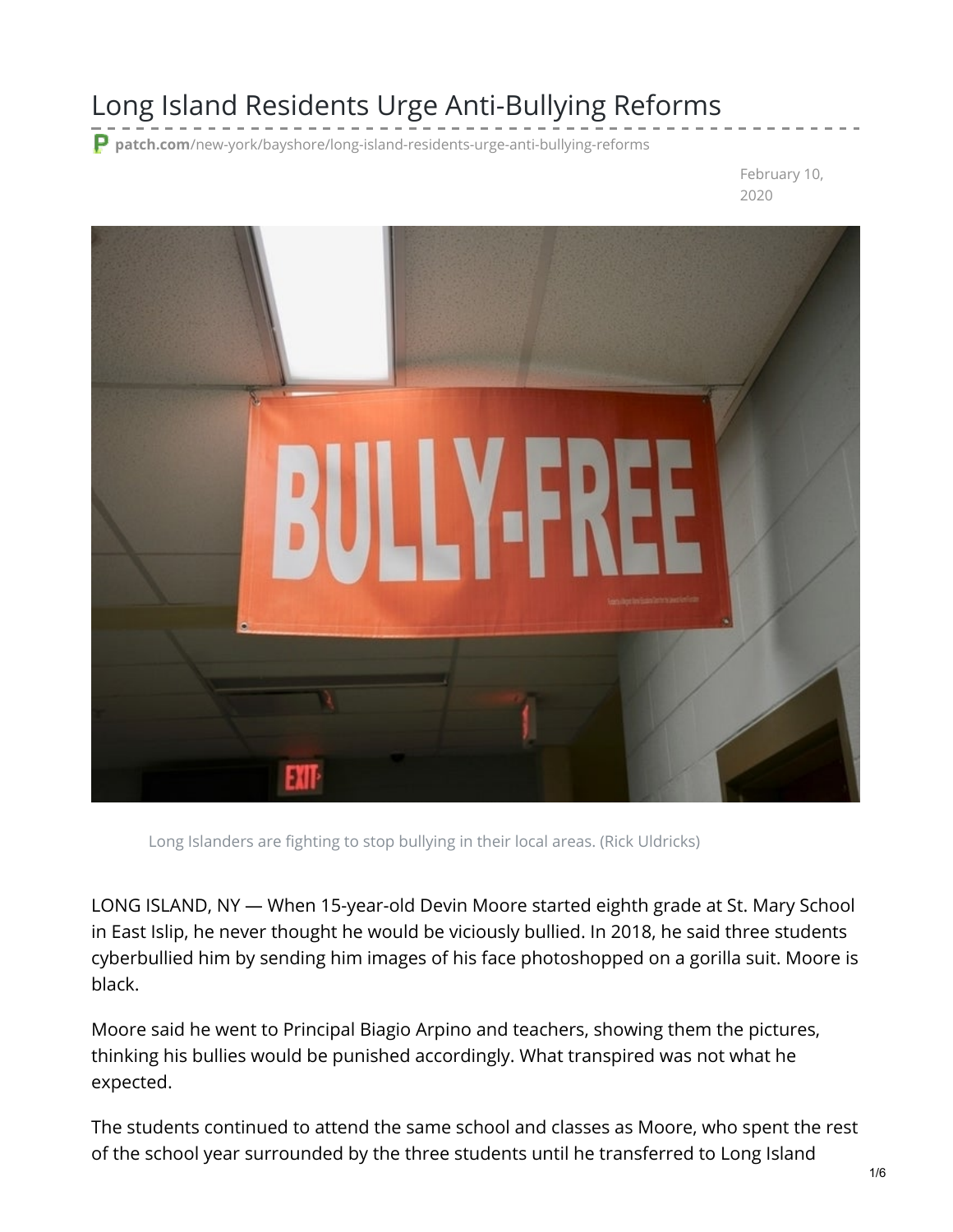# Long Island Residents Urge Anti-Bullying Reforms

patch.com/new-york/bayshore/long-island-residents-urge-anti-bullying-reforms

February 10, 2020

Long Islanders are fighting to stop bullying in their local areas. (Rick Uldricks)

LONG ISLAND, NY — When 15-year-old Devin Moore started eighth grade at St. Mary School in East Islip, he never thought he would be viciously bullied. In 2018, he said three students cyberbullied him by sending him images of his face photoshopped on a gorilla suit. Moore is black.

Moore said he went to Principal Biagio Arpino and teachers, showing them the pictures, thinking his bullies would be punished accordingly. What transpired was not what he expected.

The students continued to attend the same school and classes as Moore, who spent the rest of the school year surrounded by the three students until he transferred to Long Island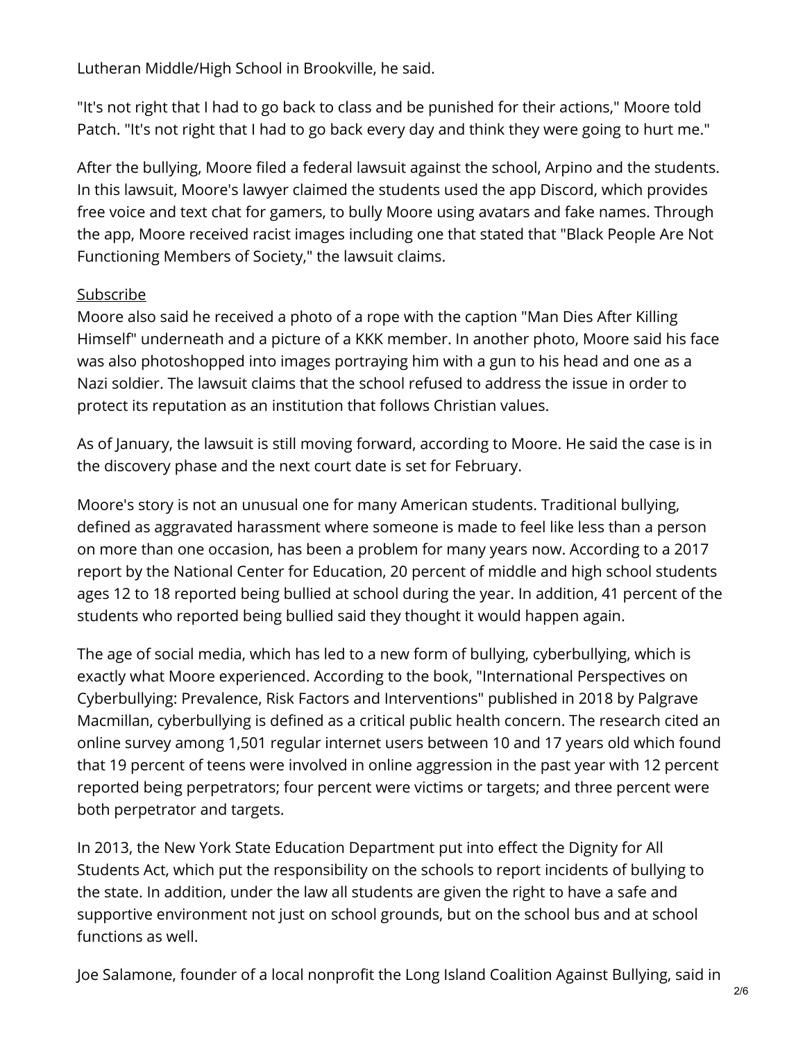Lutheran Middle/High School in Brookville, he said.

"It's not right that I had to go back to class and be punished for their actions," Moore told Patch. "It's not right that I had to go back every day and think they were going to hurt me."

After the bullying, Moore filed a federal lawsuit against the school, Arpino and the students. In this lawsuit, Moore's lawyer claimed the students used the app Discord, which provides free voice and text chat for gamers, to bully Moore using avatars and fake names. Through the app, Moore received racist images including one that stated that "Black People Are Not Functioning Members of Society," the lawsuit claims.

Subscribe

Moore also said he received a photo of a rope with the caption "Man Dies After Killing Himself" underneath and a picture of a KKK member. In another photo, Moore said his face was also photoshopped into images portraying him with a gun to his head and one as a Nazi soldier. The lawsuit claims that the school refused to address the issue in order to protect its reputation as an institution that follows Christian values.

As of January, the lawsuit is still moving forward, according to Moore. He said the case is in the discovery phase and the next court date is set for February.

Moore's story is not an unusual one for many American students. Traditional bullying, defined as aggravated harassment where someone is made to feel like less than a person on more than one occasion, has been a problem for many years now. According to a 2017 report by the National Center for Education, 20 percent of middle and high school students ages 12 to 18 reported being bullied at school during the year. In addition, 41 percent of the students who reported being bullied said they thought it would happen again.

The age of social media, which has led to a new form of bullying, cyberbullying, which is exactly what Moore experienced. According to the book, "International Perspectives on Cyberbullying: Prevalence, Risk Factors and Interventions" published in 2018 by Palgrave Macmillan, cyberbullying is defined as a critical public health concern. The research cited an online survey among 1,501 regular internet users between 10 and 17 years old which found that 19 percent of teens were involved in online aggression in the past year with 12 percent reported being perpetrators; four percent were victims or targets; and three percent were both perpetrator and targets.

In 2013, the New York State Education Department put into effect the Dignity for All Students Act, which put the responsibility on the schools to report incidents of bullying to the state. In addition, under the law all students are given the right to have a safe and supportive environment not just on school grounds, but on the school bus and at school functions as well.

Joe Salamone, founder of a local nonprofit the Long Island Coalition Against Bullying, said in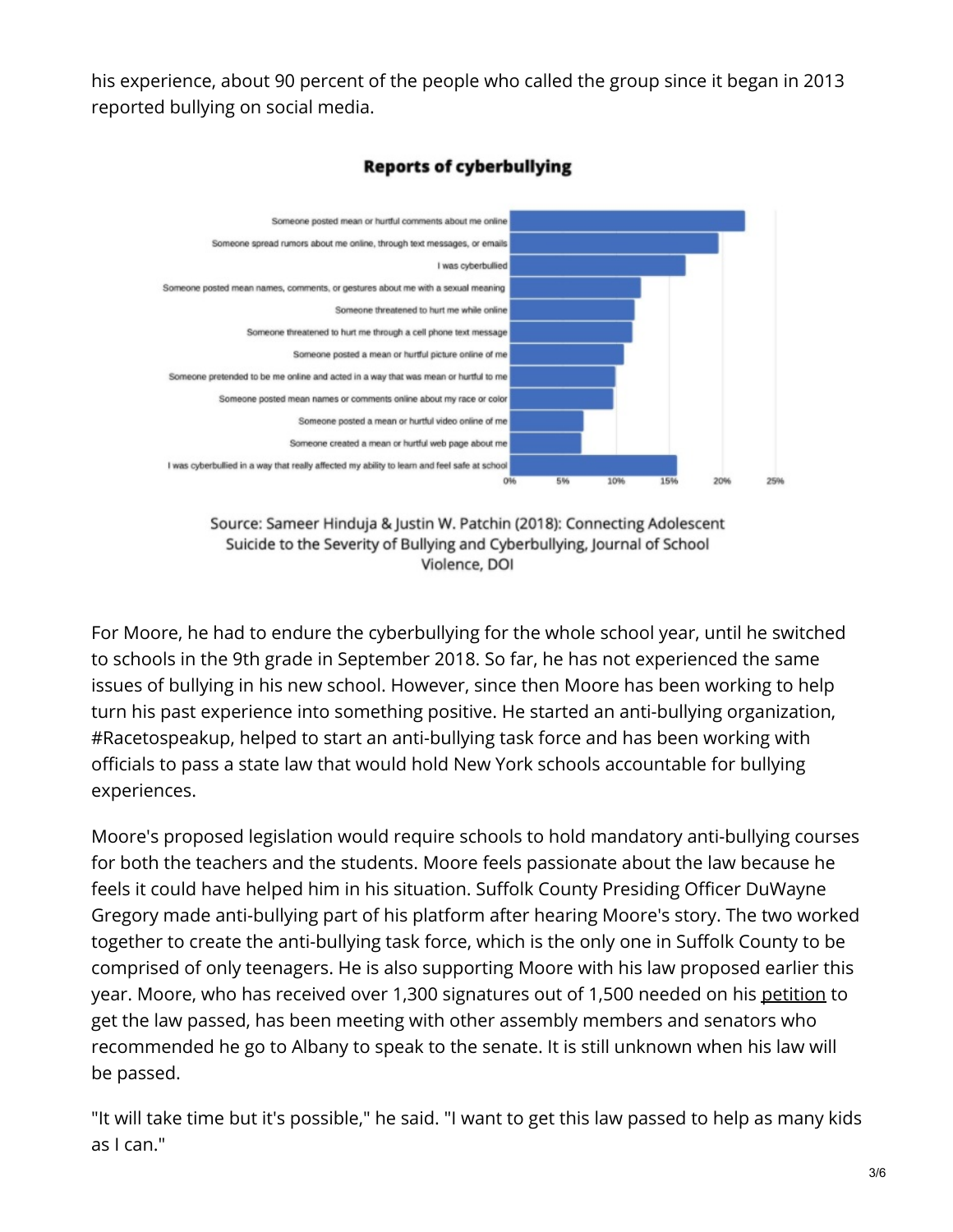his experience, about 90 percent of the people who called the group since it began in 2013 reported bullying on social media.

**Reports of cyberbullying**

Someone posted mean or hurtful comments about me online
Someone spread rumors about me online, through text messages, or emails
I was cyberbullied
Someone posted mean names, comments, or gestures about me with a sexual meaning
Someone threatened to hurt me while online
Someone threatened to hurt me through a cell phone text message
Someone posted a mean or hurtful picture online of me
Someone pretended to be me online and acted in a way that was mean or hurtful to me
Someone posted mean names or comments online about my race or color
Someone posted a mean or hurtful video online of me
Someone created a mean or hurtful web page about me
I was cyberbullied in a way that really affected my ability to learn and feel safe at school

0% 5% 10% 15% 20% 25%

Source: Sameer Hinduja & Justin W. Patchin (2018): Connecting Adolescent Suicide to the Severity of Bullying and Cyberbullying, Journal of School Violence, DOI

For Moore, he had to endure the cyberbullying for the whole school year, until he switched to schools in the 9th grade in September 2018. So far, he has not experienced the same issues of bullying in his new school. However, since then Moore has been working to help turn his past experience into something positive. He started an anti-bullying organization, #Racetospeakup, helped to start an anti-bullying task force and has been working with officials to pass a state law that would hold New York schools accountable for bullying experiences.

Moore's proposed legislation would require schools to hold mandatory anti-bullying courses for both the teachers and the students. Moore feels passionate about the law because he feels it could have helped him in his situation. Suffolk County Presiding Officer DuWayne Gregory made anti-bullying part of his platform after hearing Moore's story. The two worked together to create the anti-bullying task force, which is the only one in Suffolk County to be comprised of only teenagers. He is also supporting Moore with his law proposed earlier this year. Moore, who has received over 1,300 signatures out of 1,500 needed on his petition to get the law passed, has been meeting with other assembly members and senators who recommended he go to Albany to speak to the senate. It is still unknown when his law will be passed.

"It will take time but it's possible," he said. "I want to get this law passed to help as many kids as I can."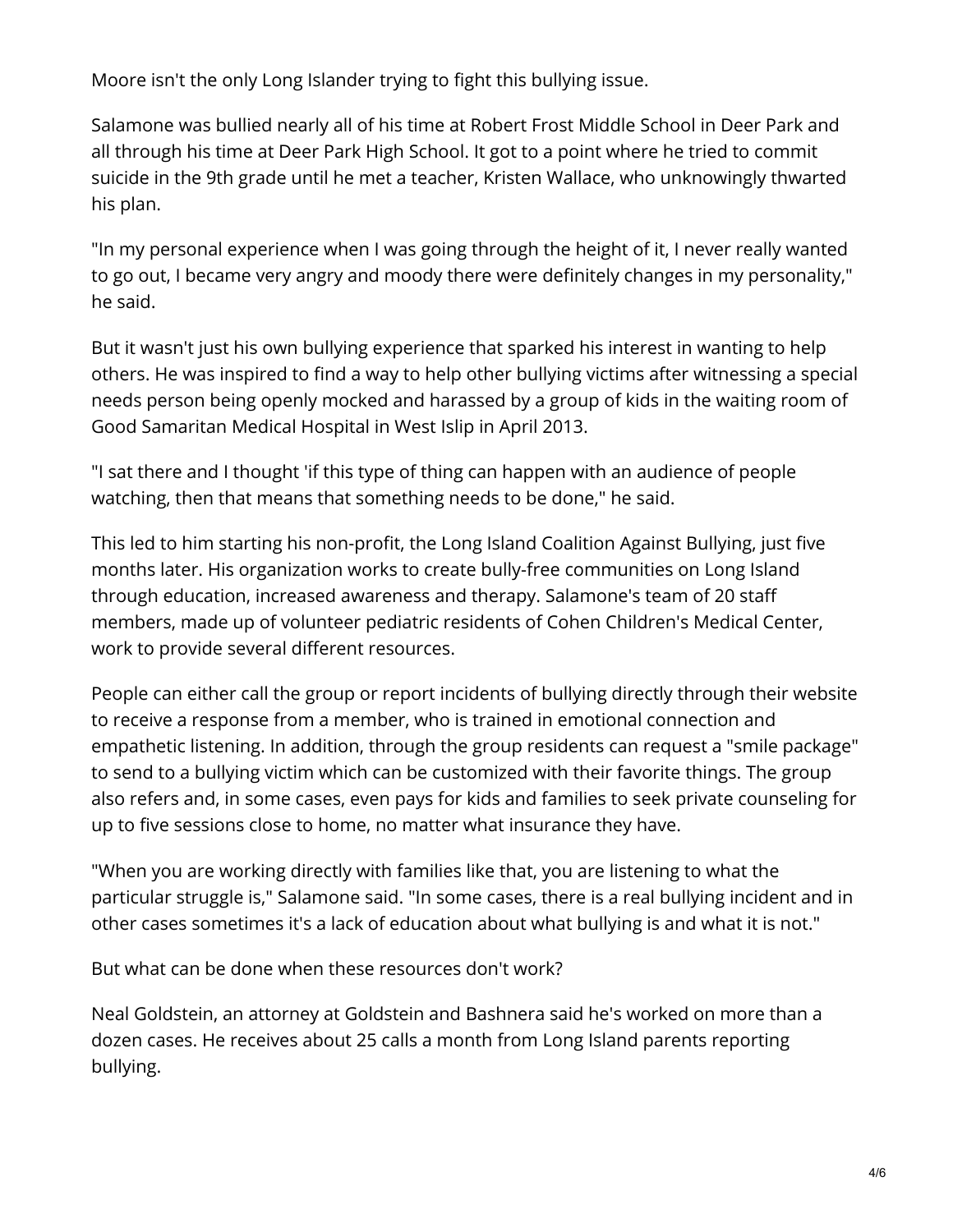Moore isn't the only Long Islander trying to fight this bullying issue.

Salamone was bullied nearly all of his time at Robert Frost Middle School in Deer Park and all through his time at Deer Park High School. It got to a point where he tried to commit suicide in the 9th grade until he met a teacher, Kristen Wallace, who unknowingly thwarted his plan.

"In my personal experience when I was going through the height of it, I never really wanted to go out, I became very angry and moody there were definitely changes in my personality," he said.

But it wasn't just his own bullying experience that sparked his interest in wanting to help others. He was inspired to find a way to help other bullying victims after witnessing a special needs person being openly mocked and harassed by a group of kids in the waiting room of Good Samaritan Medical Hospital in West Islip in April 2013.

"I sat there and I thought 'if this type of thing can happen with an audience of people watching, then that means that something needs to be done," he said.

This led to him starting his non-profit, the Long Island Coalition Against Bullying, just five months later. His organization works to create bully-free communities on Long Island through education, increased awareness and therapy. Salamone's team of 20 staff members, made up of volunteer pediatric residents of Cohen Children's Medical Center, work to provide several different resources.

People can either call the group or report incidents of bullying directly through their website to receive a response from a member, who is trained in emotional connection and empathetic listening. In addition, through the group residents can request a "smile package" to send to a bullying victim which can be customized with their favorite things. The group also refers and, in some cases, even pays for kids and families to seek private counseling for up to five sessions close to home, no matter what insurance they have.

"When you are working directly with families like that, you are listening to what the particular struggle is," Salamone said. "In some cases, there is a real bullying incident and in other cases sometimes it's a lack of education about what bullying is and what it is not."

But what can be done when these resources don't work?

Neal Goldstein, an attorney at Goldstein and Bashnera said he's worked on more than a dozen cases. He receives about 25 calls a month from Long Island parents reporting bullying.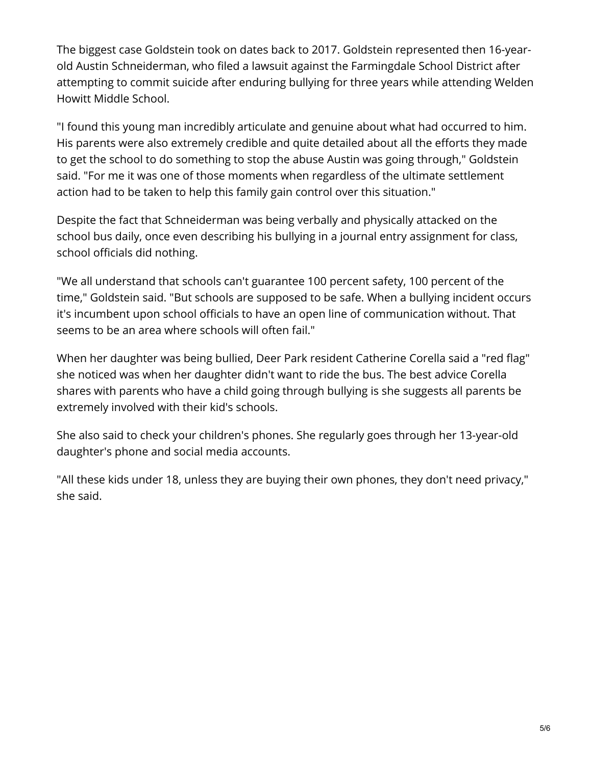The biggest case Goldstein took on dates back to 2017. Goldstein represented then 16-year-old Austin Schneiderman, who filed a lawsuit against the Farmingdale School District after attempting to commit suicide after enduring bullying for three years while attending Welden Howitt Middle School.

"I found this young man incredibly articulate and genuine about what had occurred to him. His parents were also extremely credible and quite detailed about all the efforts they made to get the school to do something to stop the abuse Austin was going through," Goldstein said. "For me it was one of those moments when regardless of the ultimate settlement action had to be taken to help this family gain control over this situation."

Despite the fact that Schneiderman was being verbally and physically attacked on the school bus daily, once even describing his bullying in a journal entry assignment for class, school officials did nothing.

"We all understand that schools can't guarantee 100 percent safety, 100 percent of the time," Goldstein said. "But schools are supposed to be safe. When a bullying incident occurs it's incumbent upon school officials to have an open line of communication without. That seems to be an area where schools will often fail."

When her daughter was being bullied, Deer Park resident Catherine Corella said a "red flag" she noticed was when her daughter didn't want to ride the bus. The best advice Corella shares with parents who have a child going through bullying is she suggests all parents be extremely involved with their kid's schools.

She also said to check your children's phones. She regularly goes through her 13-year-old daughter's phone and social media accounts.

"All these kids under 18, unless they are buying their own phones, they don't need privacy," she said.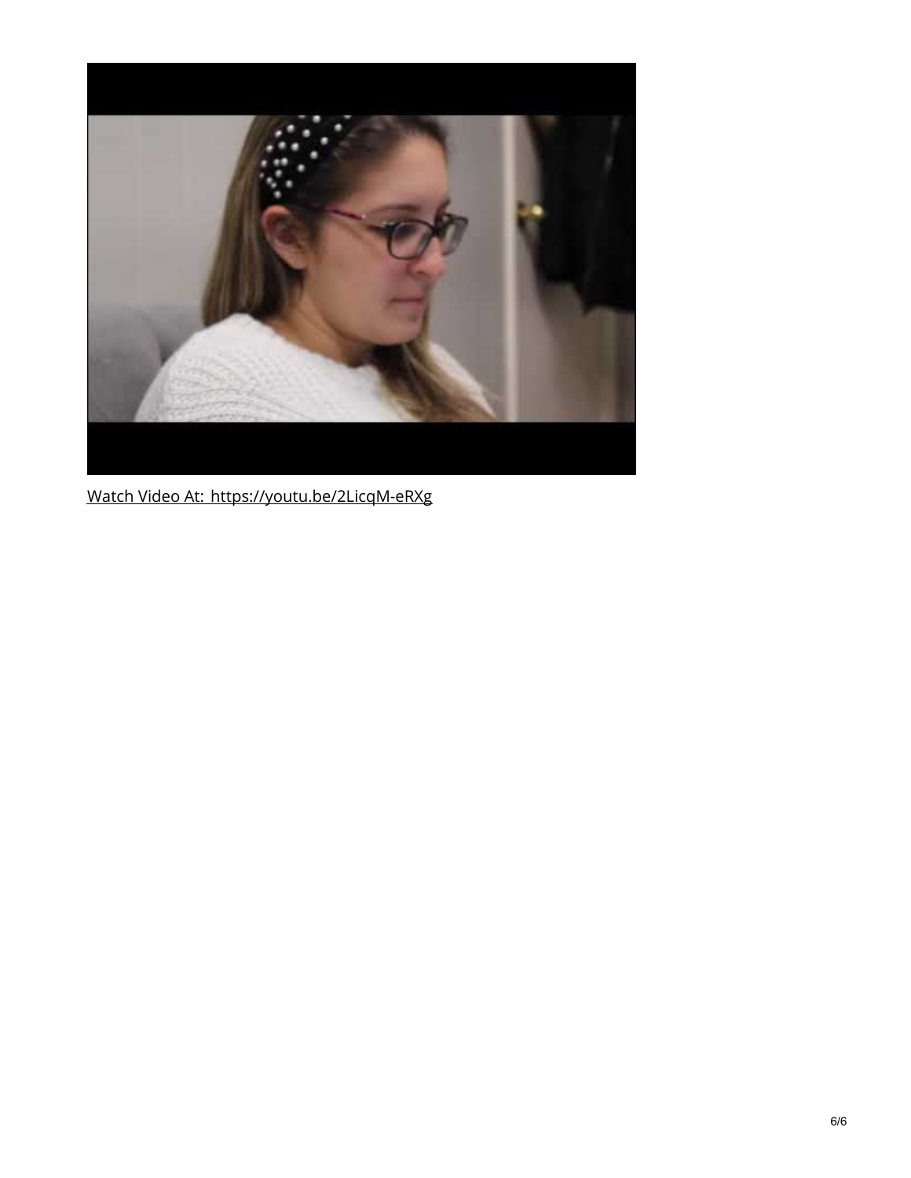Watch Video At: https://youtu.be/2LicqM-eRXg